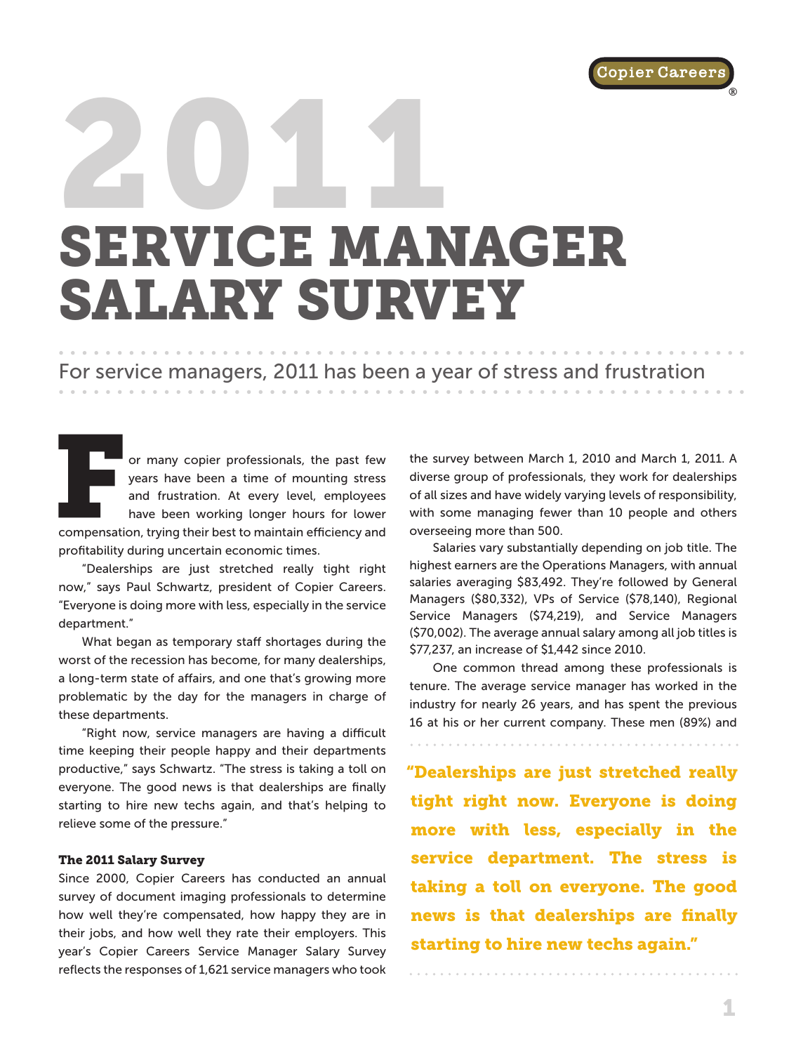# 2011 SERVICE MANAGER SALARY SURVEY

For service managers, 2011 has been a year of stress and frustration

For many copier professionals, the past few years have been a time of mounting stress and frustration. At every level, employees have been working longer hours for lower compensation, trying their best to maintain efficiency and profitability during uncertain economic times.

"Dealerships are just stretched really tight right now," says Paul Schwartz, president of Copier Careers. "Everyone is doing more with less, especially in the service department."

What began as temporary staff shortages during the worst of the recession has become, for many dealerships, a long-term state of affairs, and one that's growing more problematic by the day for the managers in charge of these departments.

"Right now, service managers are having a difficult time keeping their people happy and their departments productive," says Schwartz. "The stress is taking a toll on everyone. The good news is that dealerships are finally starting to hire new techs again, and that's helping to relieve some of the pressure."

### The 2011 Salary Survey

Since 2000, Copier Careers has conducted an annual survey of document imaging professionals to determine how well they're compensated, how happy they are in their jobs, and how well they rate their employers. This year's Copier Careers Service Manager Salary Survey reflects the responses of 1,621 service managers who took the survey between March 1, 2010 and March 1, 2011. A diverse group of professionals, they work for dealerships of all sizes and have widely varying levels of responsibility, with some managing fewer than 10 people and others overseeing more than 500.

Salaries vary substantially depending on job title. The highest earners are the Operations Managers, with annual salaries averaging $83,492. They're followed by General Managers ($80,332), VPs of Service ($78,140), Regional Service Managers ($74,219), and Service Managers ($70,002). The average annual salary among all job titles is $77,237, an increase of $1,442 since 2010.

One common thread among these professionals is tenure. The average service manager has worked in the industry for nearly 26 years, and has spent the previous 16 at his or her current company. These men (89%) and

**"Dealerships are just stretched really tight right now. Everyone is doing more with less, especially in the service department. The stress is taking a toll on everyone. The good news is that dealerships are finally starting to hire new techs again."**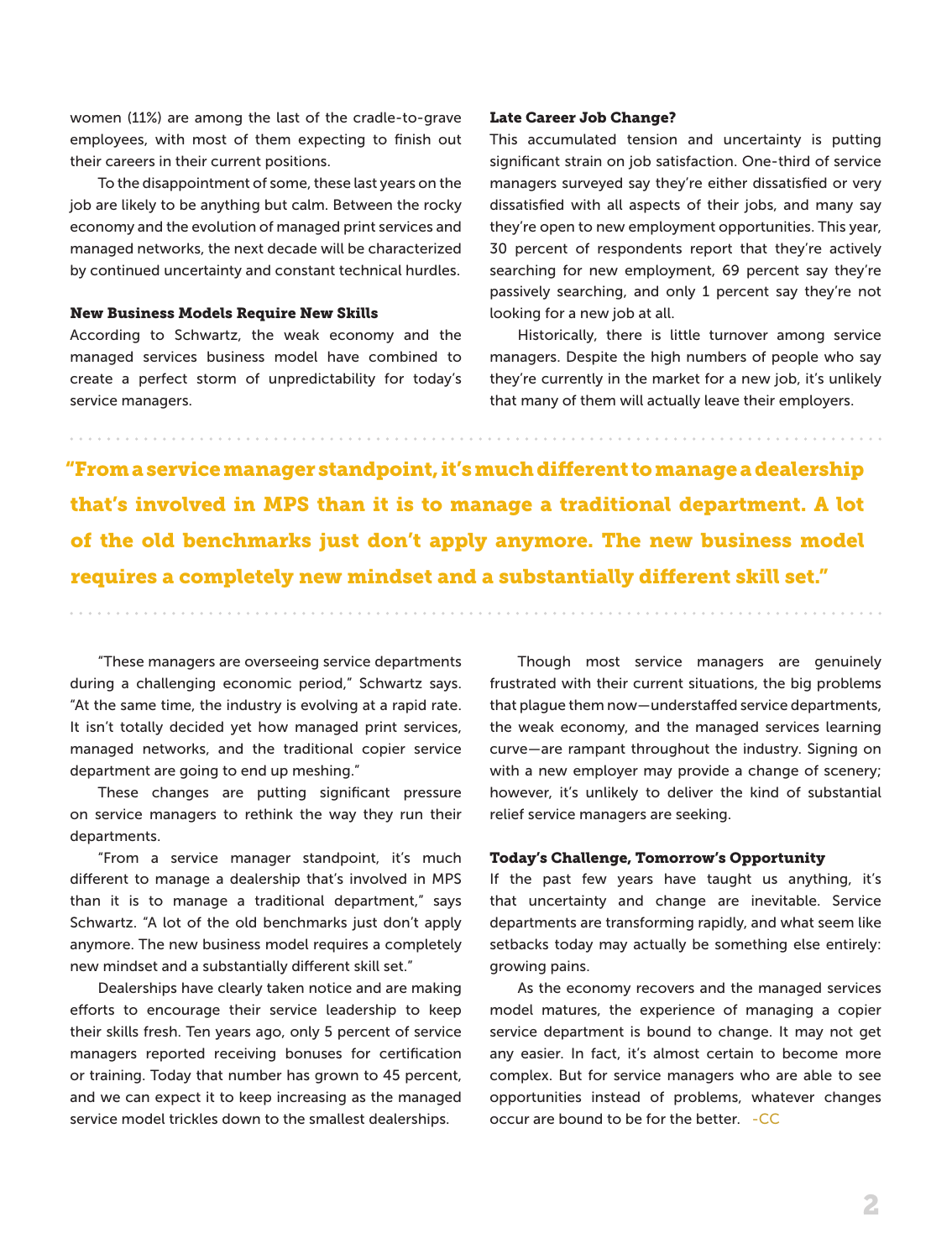women (11%) are among the last of the cradle-to-grave employees, with most of them expecting to finish out their careers in their current positions.

To the disappointment of some, these last years on the job are likely to be anything but calm. Between the rocky economy and the evolution of managed print services and managed networks, the next decade will be characterized by continued uncertainty and constant technical hurdles.

### New Business Models Require New Skills

According to Schwartz, the weak economy and the managed services business model have combined to create a perfect storm of unpredictability for today's service managers.

"These managers are overseeing service departments during a challenging economic period," Schwartz says. "At the same time, the industry is evolving at a rapid rate. It isn't totally decided yet how managed print services, managed networks, and the traditional copier service department are going to end up meshing."

These changes are putting significant pressure on service managers to rethink the way they run their departments.

"From a service manager standpoint, it's much different to manage a dealership that's involved in MPS than it is to manage a traditional department," says Schwartz. "A lot of the old benchmarks just don't apply anymore. The new business model requires a completely new mindset and a substantially different skill set."

Dealerships have clearly taken notice and are making efforts to encourage their service leadership to keep their skills fresh. Ten years ago, only 5 percent of service managers reported receiving bonuses for certification or training. Today that number has grown to 45 percent, and we can expect it to keep increasing as the managed service model trickles down to the smallest dealerships.

### Late Career Job Change?

This accumulated tension and uncertainty is putting significant strain on job satisfaction. One-third of service managers surveyed say they're either dissatisfied or very dissatisfied with all aspects of their jobs, and many say they're open to new employment opportunities. This year, 30 percent of respondents report that they're actively searching for new employment, 69 percent say they're passively searching, and only 1 percent say they're not looking for a new job at all.

Historically, there is little turnover among service managers. Despite the high numbers of people who say they're currently in the market for a new job, it's unlikely that many of them will actually leave their employers.

**"From a service manager standpoint, it's much different to manage a dealership that's involved in MPS than it is to manage a traditional department. A lot of the old benchmarks just don't apply anymore. The new business model requires a completely new mindset and a substantially different skill set."**

Though most service managers are genuinely frustrated with their current situations, the big problems that plague them now—understaffed service departments, the weak economy, and the managed services learning curve—are rampant throughout the industry. Signing on with a new employer may provide a change of scenery; however, it's unlikely to deliver the kind of substantial relief service managers are seeking.

### Today's Challenge, Tomorrow's Opportunity

If the past few years have taught us anything, it's that uncertainty and change are inevitable. Service departments are transforming rapidly, and what seem like setbacks today may actually be something else entirely: growing pains.

As the economy recovers and the managed services model matures, the experience of managing a copier service department is bound to change. It may not get any easier. In fact, it's almost certain to become more complex. But for service managers who are able to see opportunities instead of problems, whatever changes occur are bound to be for the better. -CC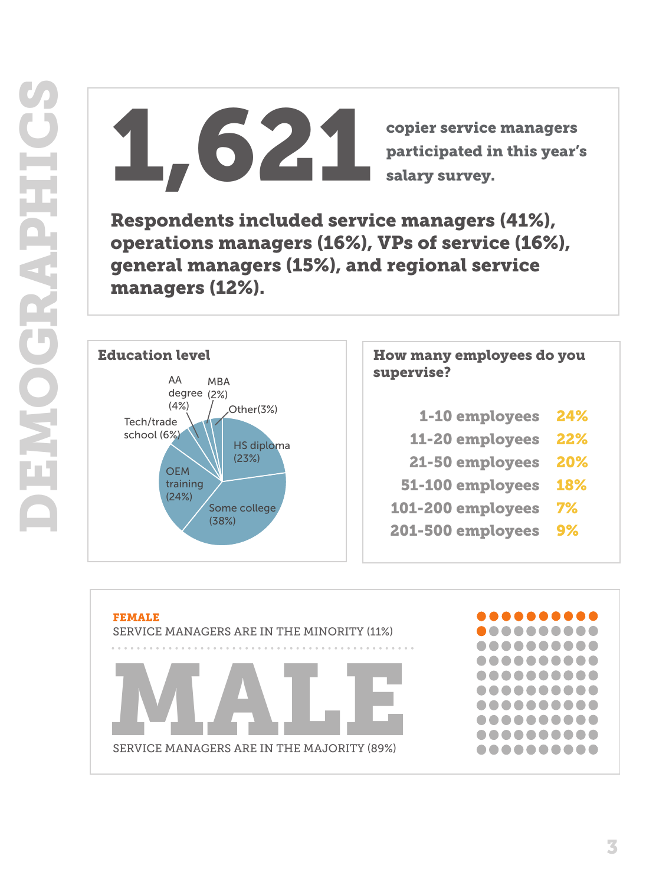# DEMOGRAPHICS

**1,621** copier service managers participated in this year's salary survey.

**Respondents included service managers (41%), operations managers (16%), VPs of service (16%), general managers (15%), and regional service managers (12%).**

## Education level

- Some college (38%)
- OEM training (24%)
- HS diploma (23%)
- Tech/trade school (6%)
- AA degree (4%)
- Other (3%)
- MBA (2%)

## How many employees do you supervise?

| Employees | Percent |
|---|---|
| 1-10 employees | 24% |
| 11-20 employees | 22% |
| 21-50 employees | 20% |
| 51-100 employees | 18% |
| 101-200 employees | 7% |
| 201-500 employees | 9% |

**FEMALE**
SERVICE MANAGERS ARE IN THE MINORITY (11%)

**MALE**
SERVICE MANAGERS ARE IN THE MAJORITY (89%)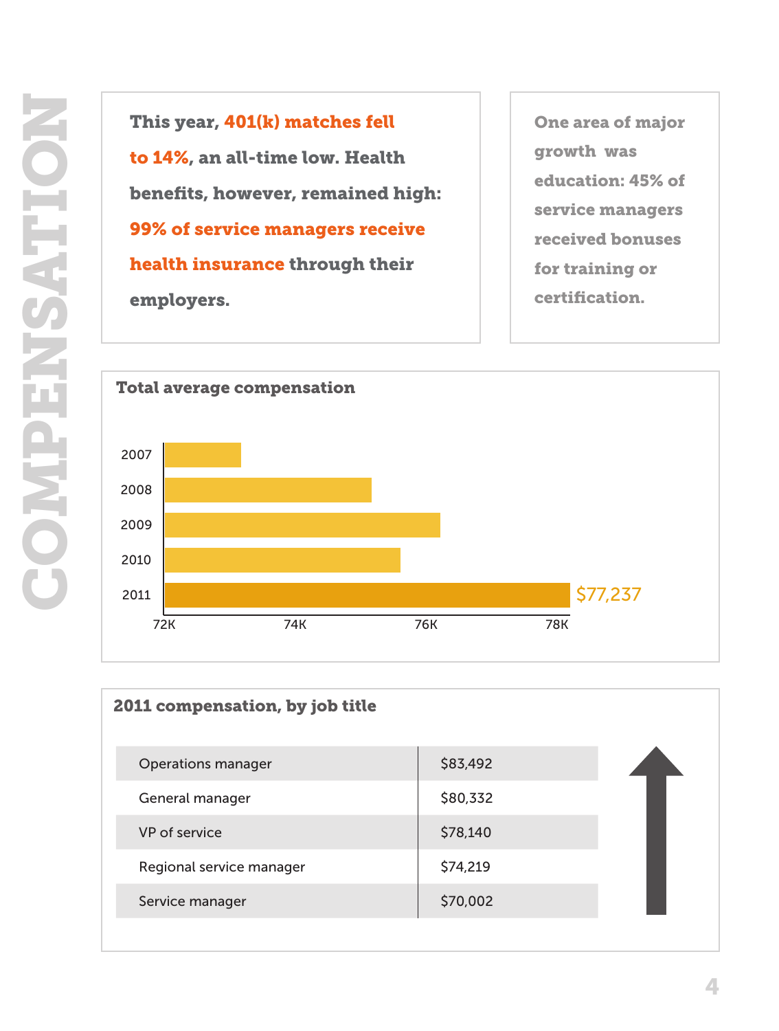# COMPENSATION

**This year, 401(k) matches fell to 14%, an all-time low. Health benefits, however, remained high: 99% of service managers receive health insurance through their employers.**

**One area of major growth was education: 45% of service managers received bonuses for training or certification.**

## Total average compensation

2007
2008
2009
2010
2011 — $77,237

72K 74K 76K 78K

## 2011 compensation, by job title

| Job title | Compensation |
|---|---|
| Operations manager | $83,492 |
| General manager | $80,332 |
| VP of service | $78,140 |
| Regional service manager | $74,219 |
| Service manager | $70,002 |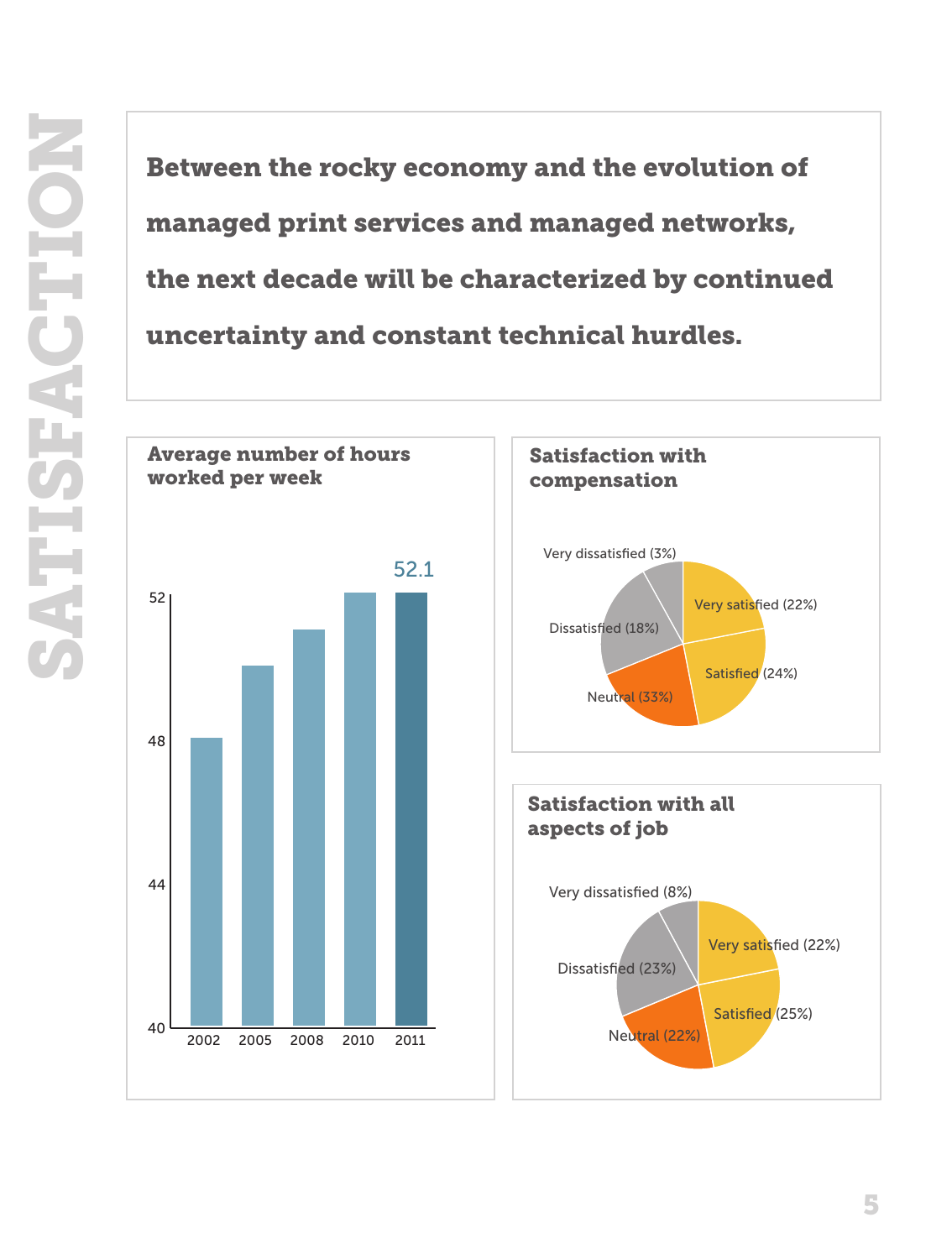# SATISFACTION

**Between the rocky economy and the evolution of managed print services and managed networks, the next decade will be characterized by continued uncertainty and constant technical hurdles.**

### Average number of hours worked per week

52.1

52

48

44

40

2002 2005 2008 2010 2011

### Satisfaction with compensation

Very dissatisfied (3%)

Very satisfied (22%)

Dissatisfied (18%)

Satisfied (24%)

Neutral (33%)

### Satisfaction with all aspects of job

Very dissatisfied (8%)

Very satisfied (22%)

Dissatisfied (23%)

Satisfied (25%)

Neutral (22%)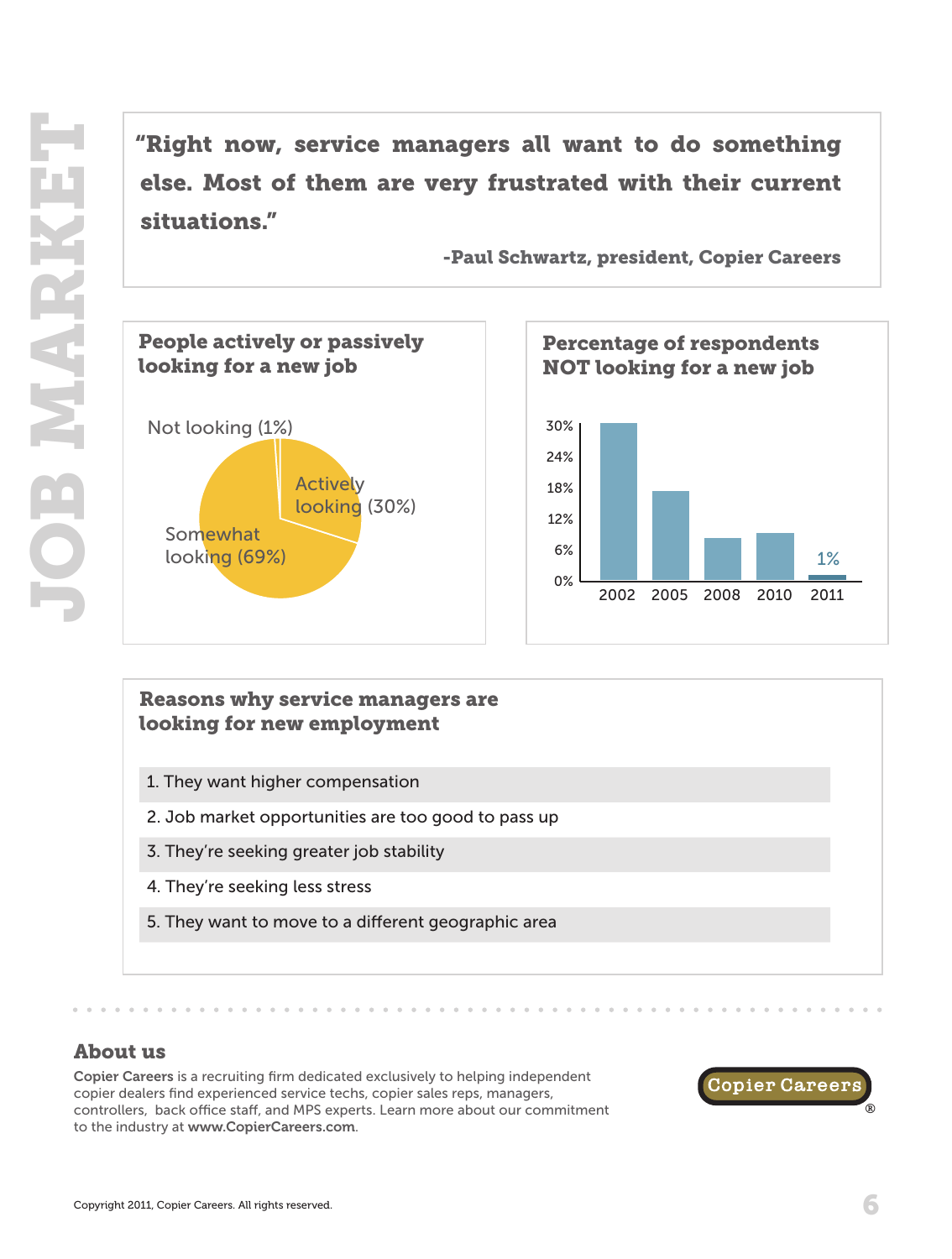# JOB MARKET

> **"Right now, service managers all want to do something else. Most of them are very frustrated with their current situations."**
>
> **-Paul Schwartz, president, Copier Careers**

### People actively or passively looking for a new job

Not looking (1%)

Actively looking (30%)

Somewhat looking (69%)

### Percentage of respondents NOT looking for a new job

30%
24%
18%
12%
6%
0%

2002 2005 2008 2010 2011

1%

### Reasons why service managers are looking for new employment

1. They want higher compensation
2. Job market opportunities are too good to pass up
3. They're seeking greater job stability
4. They're seeking less stress
5. They want to move to a different geographic area

## About us

**Copier Careers** is a recruiting firm dedicated exclusively to helping independent copier dealers find experienced service techs, copier sales reps, managers, controllers, back office staff, and MPS experts. Learn more about our commitment to the industry at **www.CopierCareers.com**.

Copier Careers®

Copyright 2011, Copier Careers. All rights reserved.